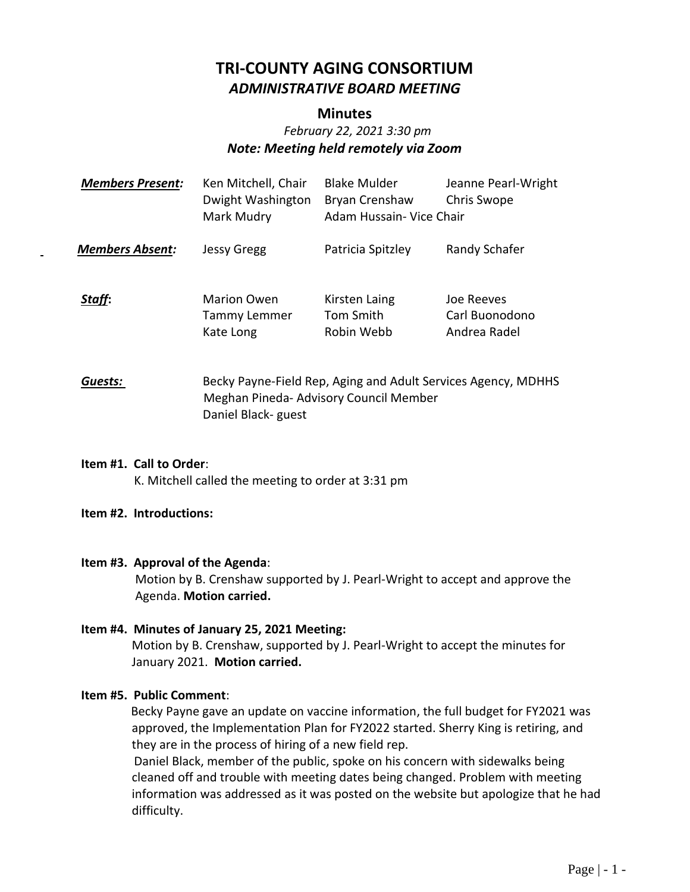# TRI-COUNTY AGING CONSORTIUM

## *ADMINISTRATIVE BOARD MEETING*

### Minutes

*February 22, 2021 3:30 pm*

***Note: Meeting held remotely via Zoom***

| | | | |
|---|---|---|---|
| ***Members Present:*** | Ken Mitchell, Chair | Blake Mulder | Jeanne Pearl-Wright |
| | Dwight Washington | Bryan Crenshaw | Chris Swope |
| | Mark Mudry | Adam Hussain- Vice Chair | |
| ***Members Absent:*** | Jessy Gregg | Patricia Spitzley | Randy Schafer |
| ***Staff*:** | Marion Owen | Kirsten Laing | Joe Reeves |
| | Tammy Lemmer | Tom Smith | Carl Buonodono |
| | Kate Long | Robin Webb | Andrea Radel |

***Guests:*** Becky Payne-Field Rep, Aging and Adult Services Agency, MDHHS
Meghan Pineda- Advisory Council Member
Daniel Black- guest

**Item #1. Call to Order**:
K. Mitchell called the meeting to order at 3:31 pm

**Item #2. Introductions:**

**Item #3. Approval of the Agenda**:
Motion by B. Crenshaw supported by J. Pearl-Wright to accept and approve the Agenda. **Motion carried.**

**Item #4. Minutes of January 25, 2021 Meeting:**
Motion by B. Crenshaw, supported by J. Pearl-Wright to accept the minutes for January 2021. **Motion carried.**

**Item #5. Public Comment**:
Becky Payne gave an update on vaccine information, the full budget for FY2021 was approved, the Implementation Plan for FY2022 started. Sherry King is retiring, and they are in the process of hiring of a new field rep.
Daniel Black, member of the public, spoke on his concern with sidewalks being cleaned off and trouble with meeting dates being changed. Problem with meeting information was addressed as it was posted on the website but apologize that he had difficulty.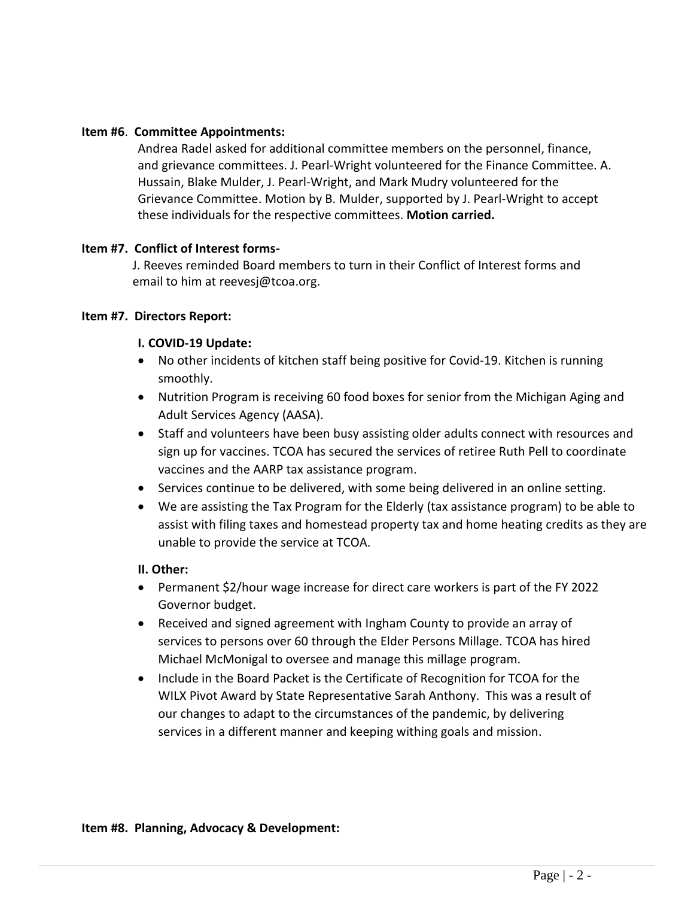**Item #6**. **Committee Appointments:**

Andrea Radel asked for additional committee members on the personnel, finance, and grievance committees. J. Pearl-Wright volunteered for the Finance Committee. A. Hussain, Blake Mulder, J. Pearl-Wright, and Mark Mudry volunteered for the Grievance Committee. Motion by B. Mulder, supported by J. Pearl-Wright to accept these individuals for the respective committees. **Motion carried.**

**Item #7. Conflict of Interest forms-**

J. Reeves reminded Board members to turn in their Conflict of Interest forms and email to him at reevesj@tcoa.org.

**Item #7. Directors Report:**

**I. COVID-19 Update:**

- No other incidents of kitchen staff being positive for Covid-19. Kitchen is running smoothly.
- Nutrition Program is receiving 60 food boxes for senior from the Michigan Aging and Adult Services Agency (AASA).
- Staff and volunteers have been busy assisting older adults connect with resources and sign up for vaccines. TCOA has secured the services of retiree Ruth Pell to coordinate vaccines and the AARP tax assistance program.
- Services continue to be delivered, with some being delivered in an online setting.
- We are assisting the Tax Program for the Elderly (tax assistance program) to be able to assist with filing taxes and homestead property tax and home heating credits as they are unable to provide the service at TCOA.

**II. Other:**

- Permanent $2/hour wage increase for direct care workers is part of the FY 2022 Governor budget.
- Received and signed agreement with Ingham County to provide an array of services to persons over 60 through the Elder Persons Millage. TCOA has hired Michael McMonigal to oversee and manage this millage program.
- Include in the Board Packet is the Certificate of Recognition for TCOA for the WILX Pivot Award by State Representative Sarah Anthony. This was a result of our changes to adapt to the circumstances of the pandemic, by delivering services in a different manner and keeping withing goals and mission.

**Item #8. Planning, Advocacy & Development:**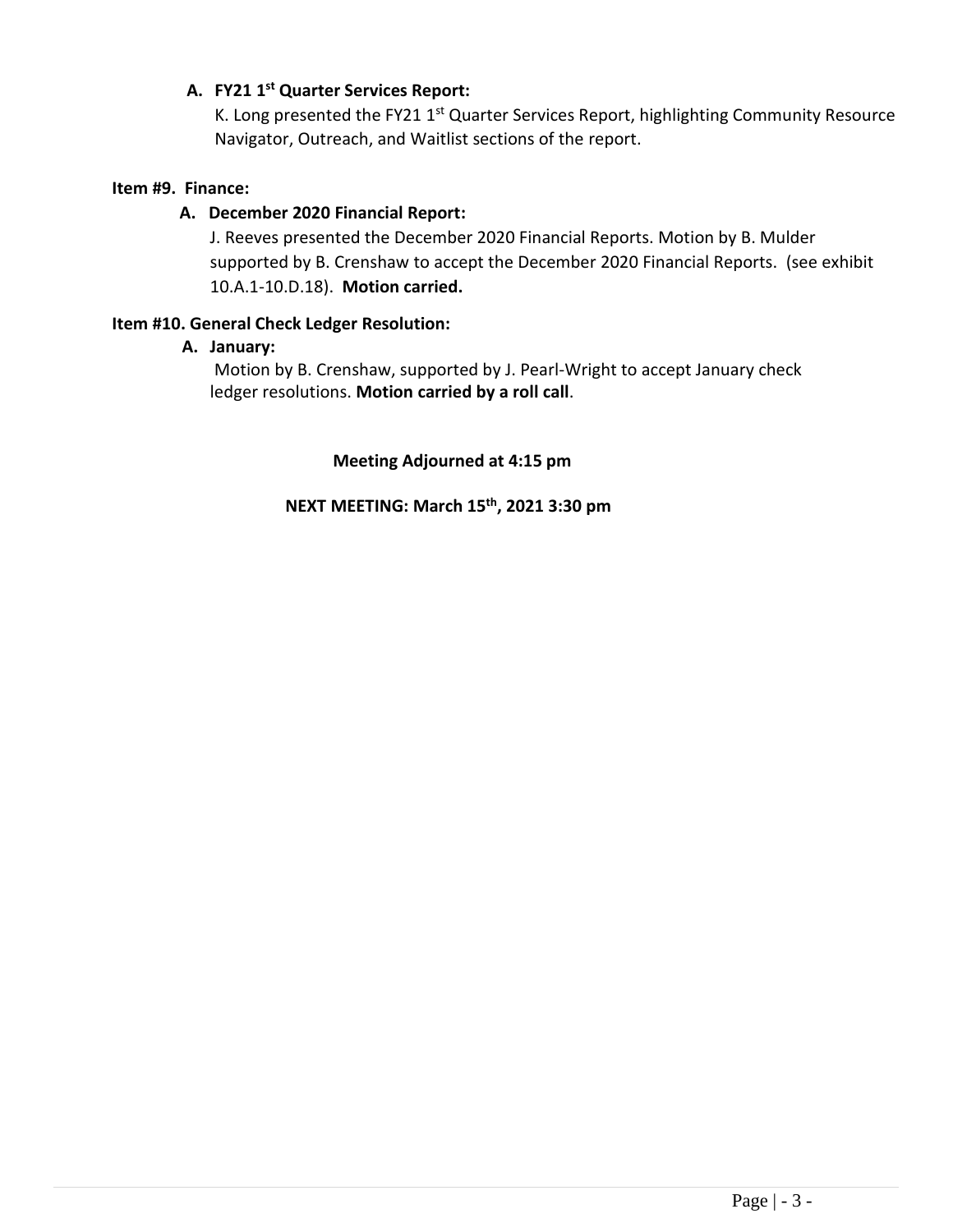**A. FY21 1st Quarter Services Report:**

K. Long presented the FY21 1st Quarter Services Report, highlighting Community Resource Navigator, Outreach, and Waitlist sections of the report.

**Item #9. Finance:**

**A. December 2020 Financial Report:**

J. Reeves presented the December 2020 Financial Reports. Motion by B. Mulder supported by B. Crenshaw to accept the December 2020 Financial Reports. (see exhibit 10.A.1-10.D.18). **Motion carried.**

**Item #10. General Check Ledger Resolution:**

**A. January:**

Motion by B. Crenshaw, supported by J. Pearl-Wright to accept January check ledger resolutions. **Motion carried by a roll call**.

**Meeting Adjourned at 4:15 pm**

**NEXT MEETING: March 15th, 2021 3:30 pm**